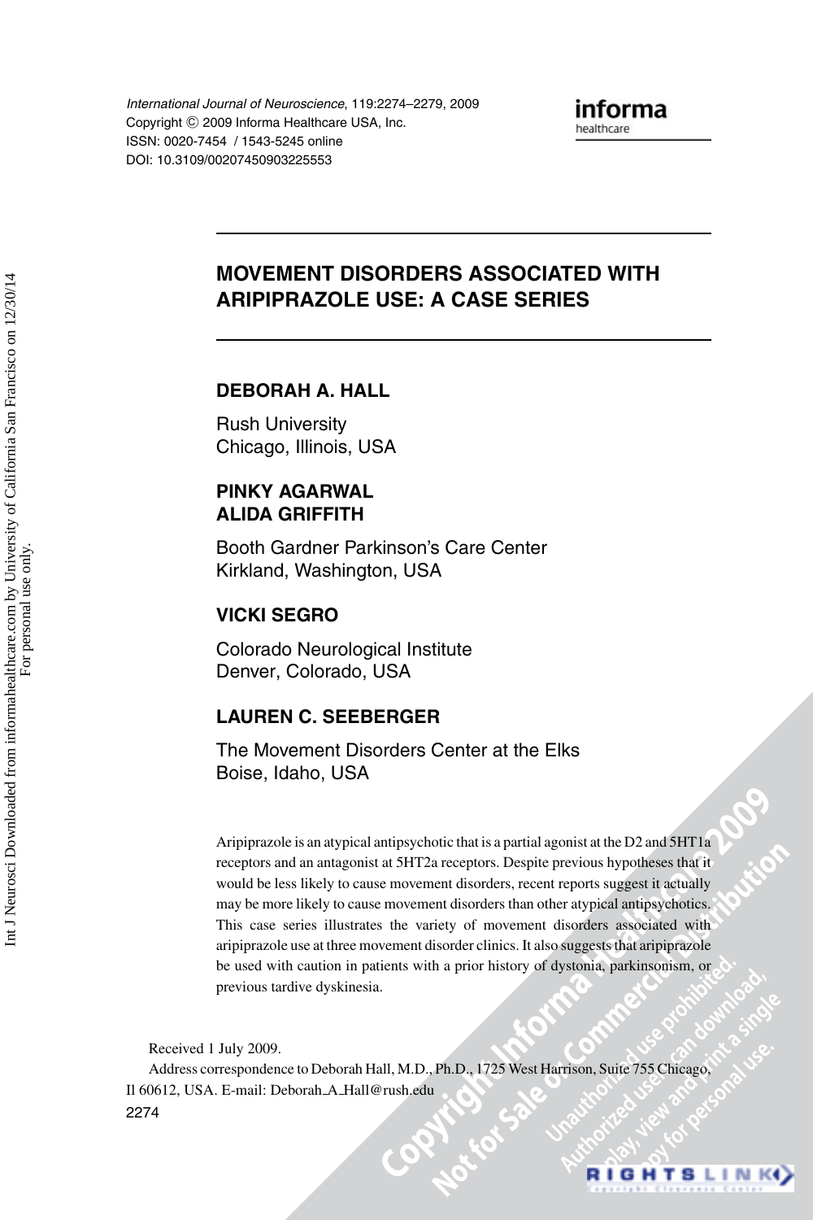# MOVEMENT DISORDERS ASSOCIATED WITH ARIPIPRAZOLE USE: A CASE SERIES

**DEBORAH A. HALL**

Rush University
Chicago, Illinois, USA

**PINKY AGARWAL**
**ALIDA GRIFFITH**

Booth Gardner Parkinson's Care Center
Kirkland, Washington, USA

**VICKI SEGRO**

Colorado Neurological Institute
Denver, Colorado, USA

**LAUREN C. SEEBERGER**

The Movement Disorders Center at the Elks
Boise, Idaho, USA

Aripiprazole is an atypical antipsychotic that is a partial agonist at the D2 and 5HT1a receptors and an antagonist at 5HT2a receptors. Despite previous hypotheses that it would be less likely to cause movement disorders, recent reports suggest it actually may be more likely to cause movement disorders than other atypical antipsychotics. This case series illustrates the variety of movement disorders associated with aripiprazole use at three movement disorder clinics. It also suggests that aripiprazole be used with caution in patients with a prior history of dystonia, parkinsonism, or previous tardive dyskinesia.

Received 1 July 2009.

Address correspondence to Deborah Hall, M.D., Ph.D., 1725 West Harrison, Suite 755 Chicago, Il 60612, USA. E-mail: Deborah_A_Hall@rush.edu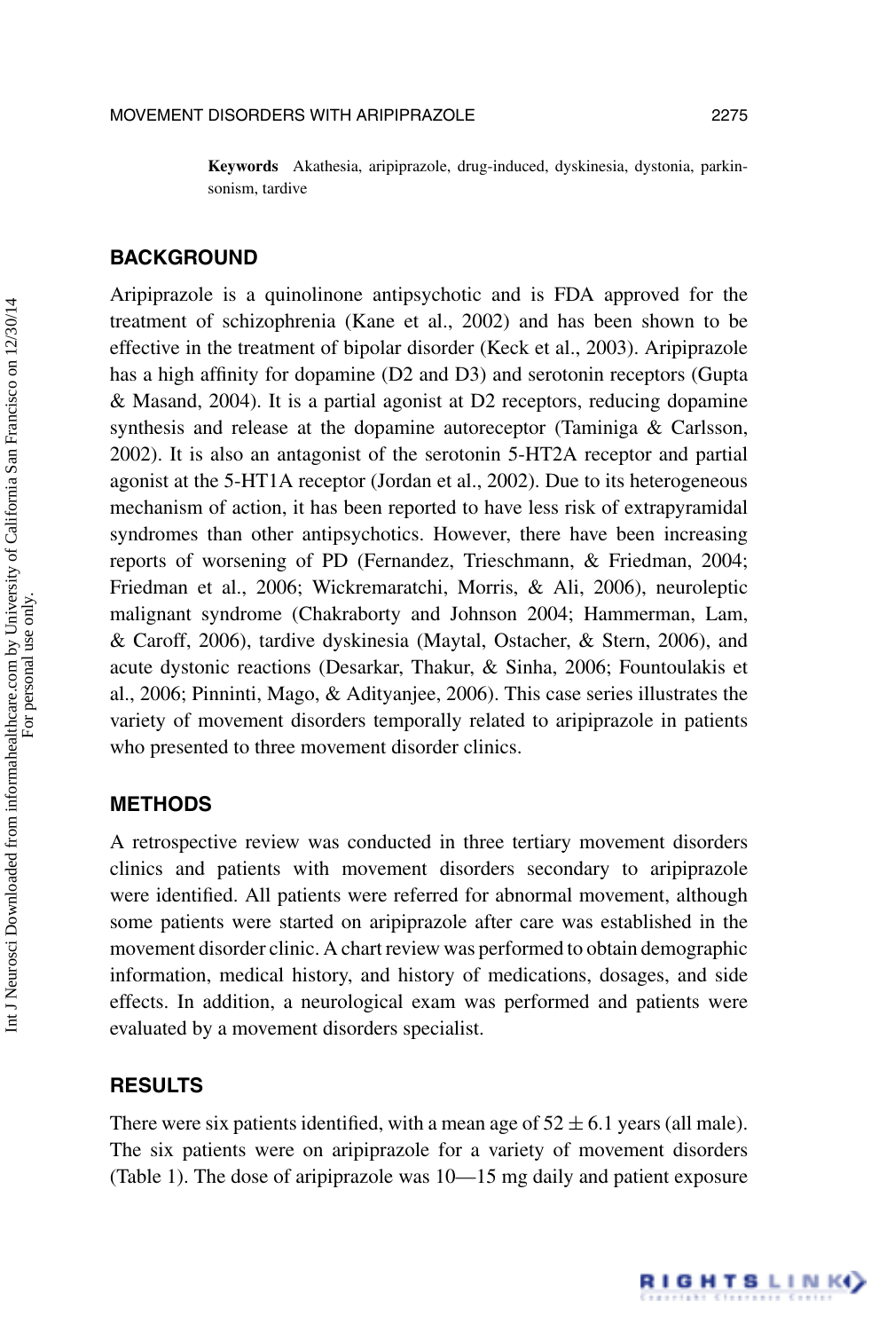**Keywords** Akathesia, aripiprazole, drug-induced, dyskinesia, dystonia, parkinsonism, tardive

## BACKGROUND

Aripiprazole is a quinolinone antipsychotic and is FDA approved for the treatment of schizophrenia (Kane et al., 2002) and has been shown to be effective in the treatment of bipolar disorder (Keck et al., 2003). Aripiprazole has a high affinity for dopamine (D2 and D3) and serotonin receptors (Gupta & Masand, 2004). It is a partial agonist at D2 receptors, reducing dopamine synthesis and release at the dopamine autoreceptor (Taminiga & Carlsson, 2002). It is also an antagonist of the serotonin 5-HT2A receptor and partial agonist at the 5-HT1A receptor (Jordan et al., 2002). Due to its heterogeneous mechanism of action, it has been reported to have less risk of extrapyramidal syndromes than other antipsychotics. However, there have been increasing reports of worsening of PD (Fernandez, Trieschmann, & Friedman, 2004; Friedman et al., 2006; Wickremaratchi, Morris, & Ali, 2006), neuroleptic malignant syndrome (Chakraborty and Johnson 2004; Hammerman, Lam, & Caroff, 2006), tardive dyskinesia (Maytal, Ostacher, & Stern, 2006), and acute dystonic reactions (Desarkar, Thakur, & Sinha, 2006; Fountoulakis et al., 2006; Pinninti, Mago, & Adityanjee, 2006). This case series illustrates the variety of movement disorders temporally related to aripiprazole in patients who presented to three movement disorder clinics.

## METHODS

A retrospective review was conducted in three tertiary movement disorders clinics and patients with movement disorders secondary to aripiprazole were identified. All patients were referred for abnormal movement, although some patients were started on aripiprazole after care was established in the movement disorder clinic. A chart review was performed to obtain demographic information, medical history, and history of medications, dosages, and side effects. In addition, a neurological exam was performed and patients were evaluated by a movement disorders specialist.

## RESULTS

There were six patients identified, with a mean age of $52 \pm 6.1$ years (all male). The six patients were on aripiprazole for a variety of movement disorders (Table 1). The dose of aripiprazole was 10—15 mg daily and patient exposure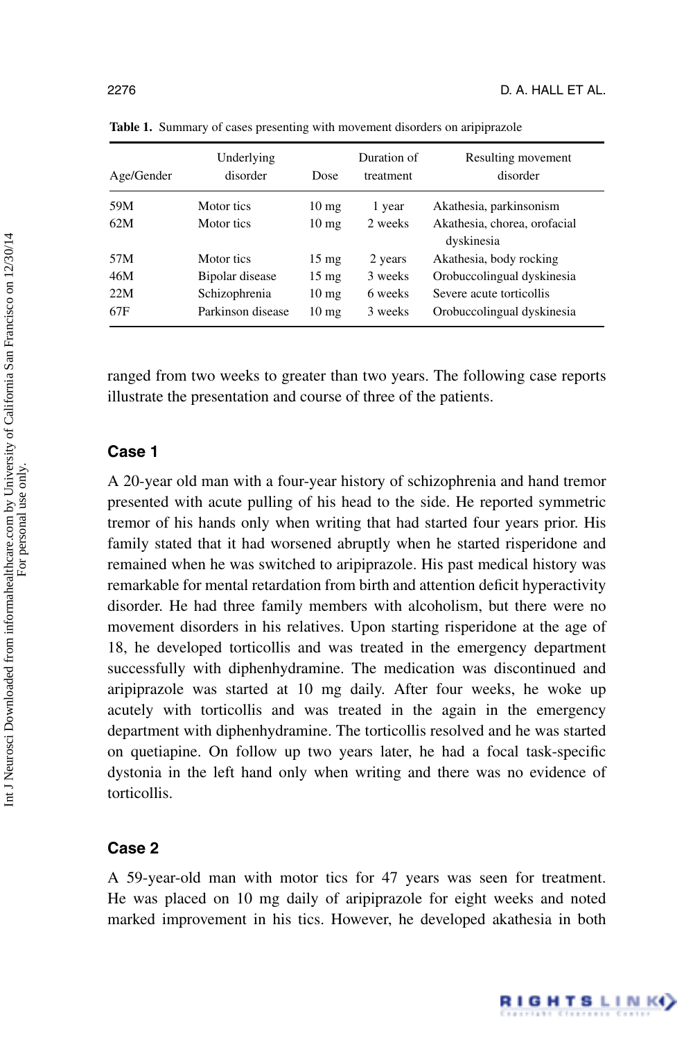**Table 1.** Summary of cases presenting with movement disorders on aripiprazole

| Age/Gender | Underlying disorder | Dose | Duration of treatment | Resulting movement disorder |
|---|---|---|---|---|
| 59M | Motor tics | 10 mg | 1 year | Akathesia, parkinsonism |
| 62M | Motor tics | 10 mg | 2 weeks | Akathesia, chorea, orofacial dyskinesia |
| 57M | Motor tics | 15 mg | 2 years | Akathesia, body rocking |
| 46M | Bipolar disease | 15 mg | 3 weeks | Orobuccolingual dyskinesia |
| 22M | Schizophrenia | 10 mg | 6 weeks | Severe acute torticollis |
| 67F | Parkinson disease | 10 mg | 3 weeks | Orobuccolingual dyskinesia |

ranged from two weeks to greater than two years. The following case reports illustrate the presentation and course of three of the patients.

## Case 1

A 20-year old man with a four-year history of schizophrenia and hand tremor presented with acute pulling of his head to the side. He reported symmetric tremor of his hands only when writing that had started four years prior. His family stated that it had worsened abruptly when he started risperidone and remained when he was switched to aripiprazole. His past medical history was remarkable for mental retardation from birth and attention deficit hyperactivity disorder. He had three family members with alcoholism, but there were no movement disorders in his relatives. Upon starting risperidone at the age of 18, he developed torticollis and was treated in the emergency department successfully with diphenhydramine. The medication was discontinued and aripiprazole was started at 10 mg daily. After four weeks, he woke up acutely with torticollis and was treated in the again in the emergency department with diphenhydramine. The torticollis resolved and he was started on quetiapine. On follow up two years later, he had a focal task-specific dystonia in the left hand only when writing and there was no evidence of torticollis.

## Case 2

A 59-year-old man with motor tics for 47 years was seen for treatment. He was placed on 10 mg daily of aripiprazole for eight weeks and noted marked improvement in his tics. However, he developed akathesia in both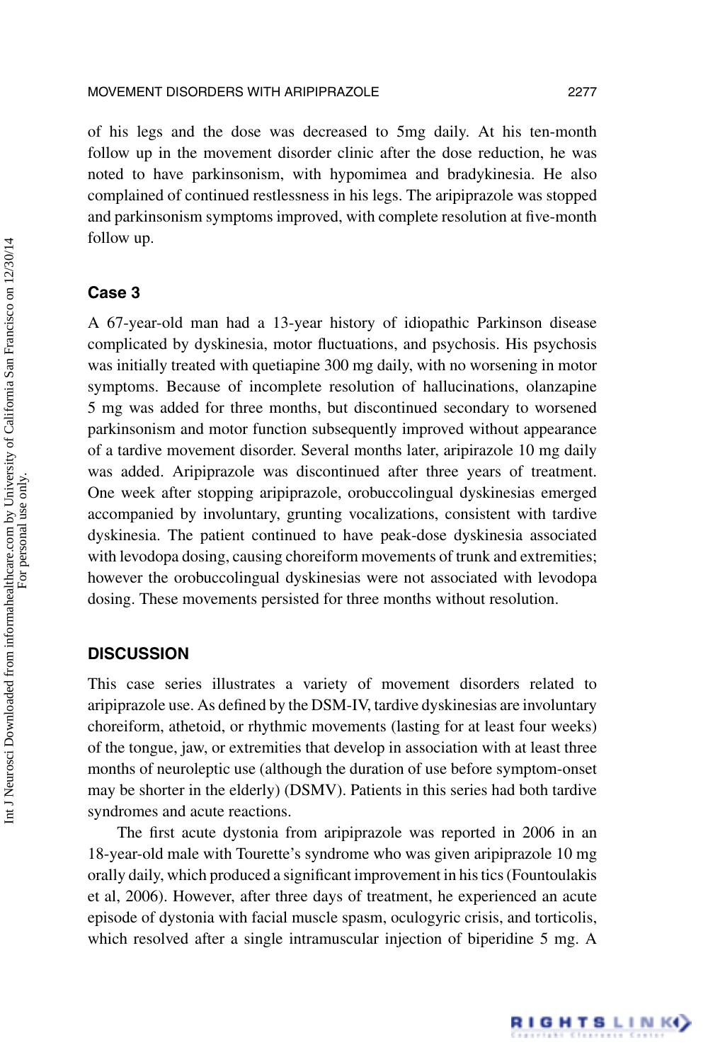of his legs and the dose was decreased to 5mg daily. At his ten-month follow up in the movement disorder clinic after the dose reduction, he was noted to have parkinsonism, with hypomimea and bradykinesia. He also complained of continued restlessness in his legs. The aripiprazole was stopped and parkinsonism symptoms improved, with complete resolution at five-month follow up.

### Case 3

A 67-year-old man had a 13-year history of idiopathic Parkinson disease complicated by dyskinesia, motor fluctuations, and psychosis. His psychosis was initially treated with quetiapine 300 mg daily, with no worsening in motor symptoms. Because of incomplete resolution of hallucinations, olanzapine 5 mg was added for three months, but discontinued secondary to worsened parkinsonism and motor function subsequently improved without appearance of a tardive movement disorder. Several months later, aripirazole 10 mg daily was added. Aripiprazole was discontinued after three years of treatment. One week after stopping aripiprazole, orobuccolingual dyskinesias emerged accompanied by involuntary, grunting vocalizations, consistent with tardive dyskinesia. The patient continued to have peak-dose dyskinesia associated with levodopa dosing, causing choreiform movements of trunk and extremities; however the orobuccolingual dyskinesias were not associated with levodopa dosing. These movements persisted for three months without resolution.

## DISCUSSION

This case series illustrates a variety of movement disorders related to aripiprazole use. As defined by the DSM-IV, tardive dyskinesias are involuntary choreiform, athetoid, or rhythmic movements (lasting for at least four weeks) of the tongue, jaw, or extremities that develop in association with at least three months of neuroleptic use (although the duration of use before symptom-onset may be shorter in the elderly) (DSMV). Patients in this series had both tardive syndromes and acute reactions.

The first acute dystonia from aripiprazole was reported in 2006 in an 18-year-old male with Tourette's syndrome who was given aripiprazole 10 mg orally daily, which produced a significant improvement in his tics (Fountoulakis et al, 2006). However, after three days of treatment, he experienced an acute episode of dystonia with facial muscle spasm, oculogyric crisis, and torticolis, which resolved after a single intramuscular injection of biperidine 5 mg. A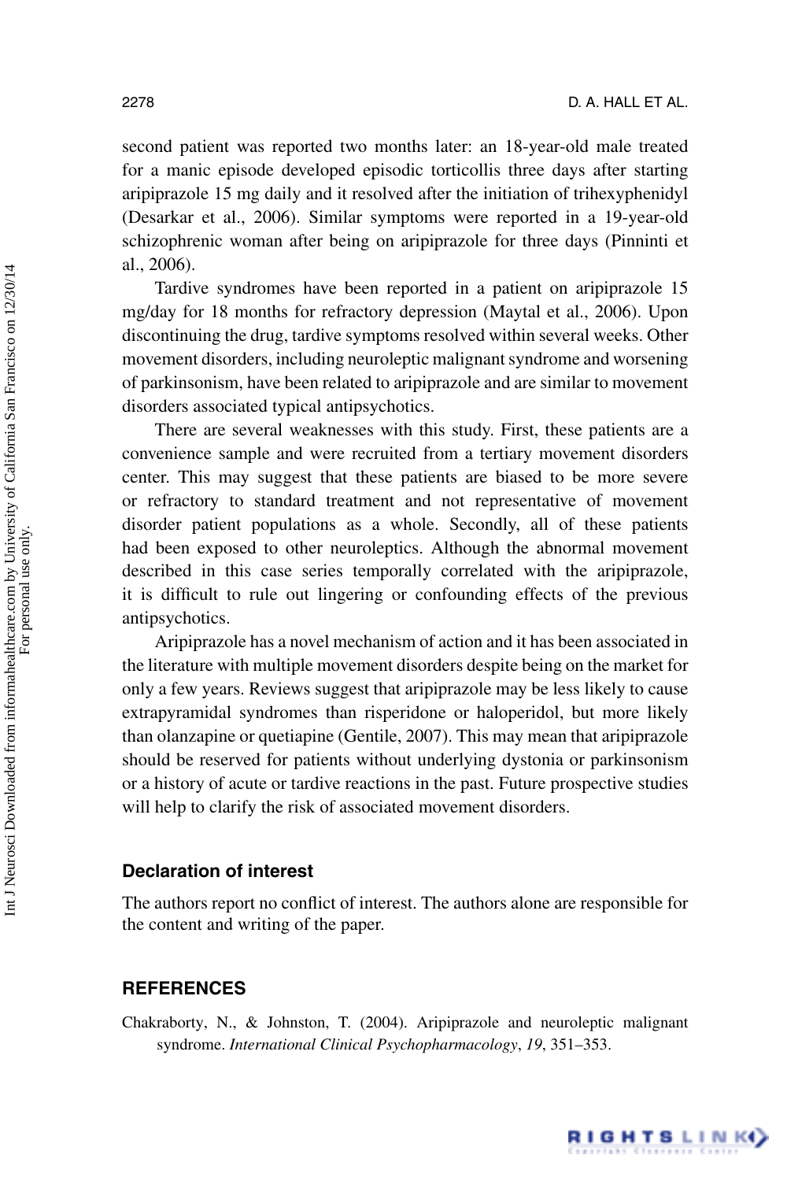second patient was reported two months later: an 18-year-old male treated for a manic episode developed episodic torticollis three days after starting aripiprazole 15 mg daily and it resolved after the initiation of trihexyphenidyl (Desarkar et al., 2006). Similar symptoms were reported in a 19-year-old schizophrenic woman after being on aripiprazole for three days (Pinninti et al., 2006).

Tardive syndromes have been reported in a patient on aripiprazole 15 mg/day for 18 months for refractory depression (Maytal et al., 2006). Upon discontinuing the drug, tardive symptoms resolved within several weeks. Other movement disorders, including neuroleptic malignant syndrome and worsening of parkinsonism, have been related to aripiprazole and are similar to movement disorders associated typical antipsychotics.

There are several weaknesses with this study. First, these patients are a convenience sample and were recruited from a tertiary movement disorders center. This may suggest that these patients are biased to be more severe or refractory to standard treatment and not representative of movement disorder patient populations as a whole. Secondly, all of these patients had been exposed to other neuroleptics. Although the abnormal movement described in this case series temporally correlated with the aripiprazole, it is difficult to rule out lingering or confounding effects of the previous antipsychotics.

Aripiprazole has a novel mechanism of action and it has been associated in the literature with multiple movement disorders despite being on the market for only a few years. Reviews suggest that aripiprazole may be less likely to cause extrapyramidal syndromes than risperidone or haloperidol, but more likely than olanzapine or quetiapine (Gentile, 2007). This may mean that aripiprazole should be reserved for patients without underlying dystonia or parkinsonism or a history of acute or tardive reactions in the past. Future prospective studies will help to clarify the risk of associated movement disorders.

## Declaration of interest

The authors report no conflict of interest. The authors alone are responsible for the content and writing of the paper.

## REFERENCES

Chakraborty, N., & Johnston, T. (2004). Aripiprazole and neuroleptic malignant syndrome. *International Clinical Psychopharmacology*, *19*, 351–353.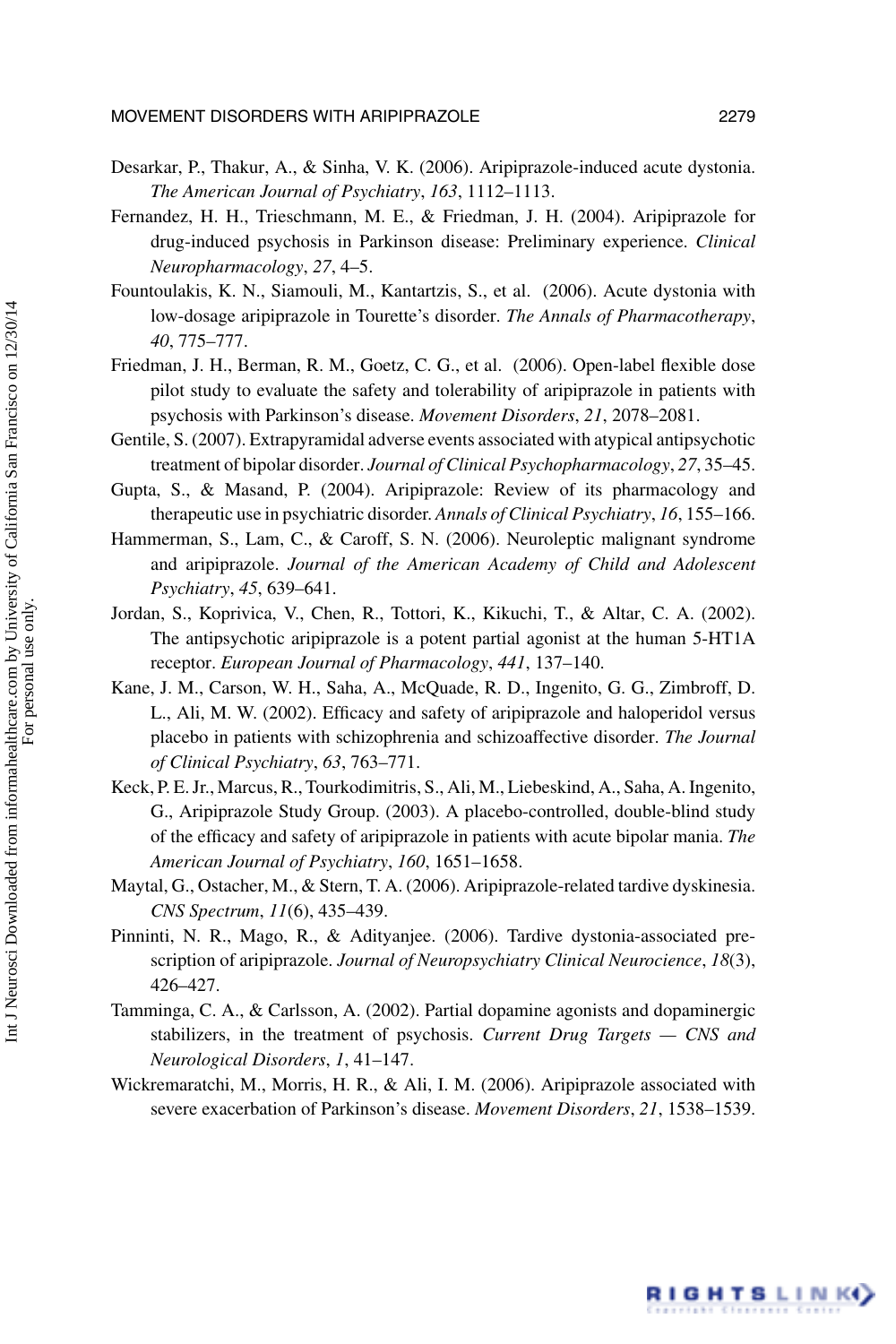Desarkar, P., Thakur, A., & Sinha, V. K. (2006). Aripiprazole-induced acute dystonia. *The American Journal of Psychiatry*, *163*, 1112–1113.

Fernandez, H. H., Trieschmann, M. E., & Friedman, J. H. (2004). Aripiprazole for drug-induced psychosis in Parkinson disease: Preliminary experience. *Clinical Neuropharmacology*, *27*, 4–5.

Fountoulakis, K. N., Siamouli, M., Kantartzis, S., et al. (2006). Acute dystonia with low-dosage aripiprazole in Tourette's disorder. *The Annals of Pharmacotherapy*, *40*, 775–777.

Friedman, J. H., Berman, R. M., Goetz, C. G., et al. (2006). Open-label flexible dose pilot study to evaluate the safety and tolerability of aripiprazole in patients with psychosis with Parkinson's disease. *Movement Disorders*, *21*, 2078–2081.

Gentile, S. (2007). Extrapyramidal adverse events associated with atypical antipsychotic treatment of bipolar disorder. *Journal of Clinical Psychopharmacology*, *27*, 35–45.

Gupta, S., & Masand, P. (2004). Aripiprazole: Review of its pharmacology and therapeutic use in psychiatric disorder. *Annals of Clinical Psychiatry*, *16*, 155–166.

Hammerman, S., Lam, C., & Caroff, S. N. (2006). Neuroleptic malignant syndrome and aripiprazole. *Journal of the American Academy of Child and Adolescent Psychiatry*, *45*, 639–641.

Jordan, S., Koprivica, V., Chen, R., Tottori, K., Kikuchi, T., & Altar, C. A. (2002). The antipsychotic aripiprazole is a potent partial agonist at the human 5-HT1A receptor. *European Journal of Pharmacology*, *441*, 137–140.

Kane, J. M., Carson, W. H., Saha, A., McQuade, R. D., Ingenito, G. G., Zimbroff, D. L., Ali, M. W. (2002). Efficacy and safety of aripiprazole and haloperidol versus placebo in patients with schizophrenia and schizoaffective disorder. *The Journal of Clinical Psychiatry*, *63*, 763–771.

Keck, P. E. Jr., Marcus, R., Tourkodimitris, S., Ali, M., Liebeskind, A., Saha, A. Ingenito, G., Aripiprazole Study Group. (2003). A placebo-controlled, double-blind study of the efficacy and safety of aripiprazole in patients with acute bipolar mania. *The American Journal of Psychiatry*, *160*, 1651–1658.

Maytal, G., Ostacher, M., & Stern, T. A. (2006). Aripiprazole-related tardive dyskinesia. *CNS Spectrum*, *11*(6), 435–439.

Pinninti, N. R., Mago, R., & Adityanjee. (2006). Tardive dystonia-associated prescription of aripiprazole. *Journal of Neuropsychiatry Clinical Neurocience*, *18*(3), 426–427.

Tamminga, C. A., & Carlsson, A. (2002). Partial dopamine agonists and dopaminergic stabilizers, in the treatment of psychosis. *Current Drug Targets — CNS and Neurological Disorders*, *1*, 41–147.

Wickremaratchi, M., Morris, H. R., & Ali, I. M. (2006). Aripiprazole associated with severe exacerbation of Parkinson's disease. *Movement Disorders*, *21*, 1538–1539.